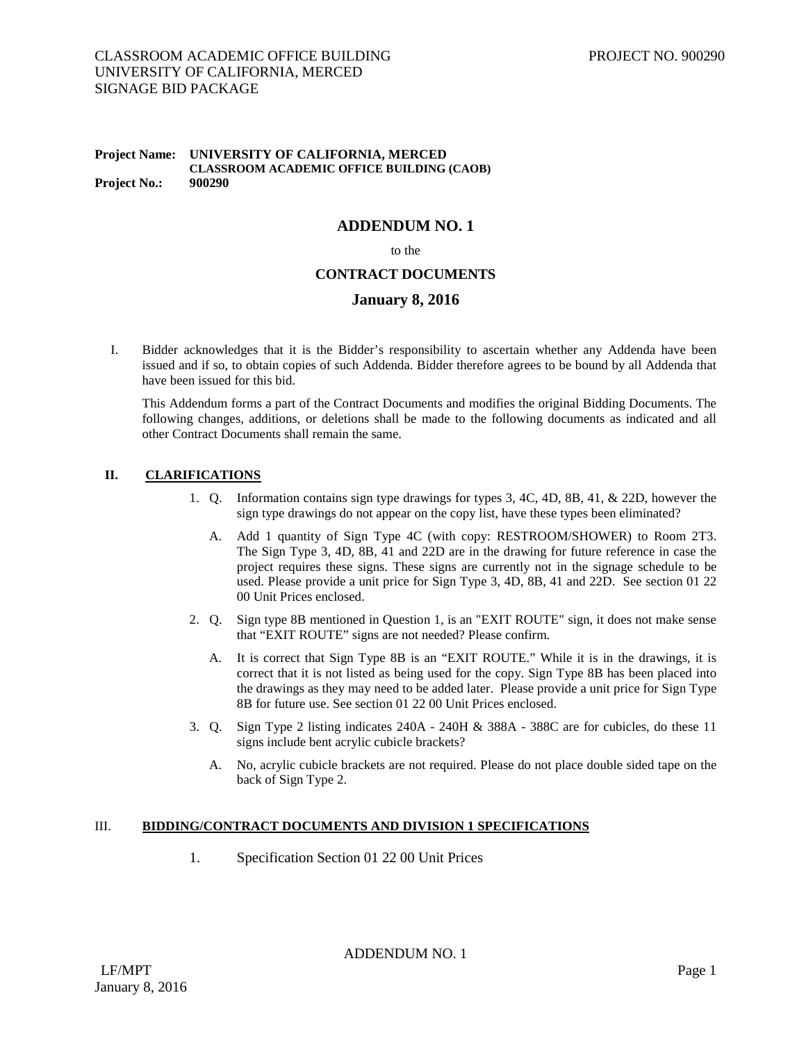**Project Name: UNIVERSITY OF CALIFORNIA, MERCED**
**CLASSROOM ACADEMIC OFFICE BUILDING (CAOB)**
**Project No.: 900290**

# ADDENDUM NO. 1

to the

## CONTRACT DOCUMENTS

## January 8, 2016

I. Bidder acknowledges that it is the Bidder's responsibility to ascertain whether any Addenda have been issued and if so, to obtain copies of such Addenda. Bidder therefore agrees to be bound by all Addenda that have been issued for this bid.

This Addendum forms a part of the Contract Documents and modifies the original Bidding Documents. The following changes, additions, or deletions shall be made to the following documents as indicated and all other Contract Documents shall remain the same.

## II. CLARIFICATIONS

1. Q. Information contains sign type drawings for types 3, 4C, 4D, 8B, 41, & 22D, however the sign type drawings do not appear on the copy list, have these types been eliminated?

   A. Add 1 quantity of Sign Type 4C (with copy: RESTROOM/SHOWER) to Room 2T3. The Sign Type 3, 4D, 8B, 41 and 22D are in the drawing for future reference in case the project requires these signs. These signs are currently not in the signage schedule to be used. Please provide a unit price for Sign Type 3, 4D, 8B, 41 and 22D. See section 01 22 00 Unit Prices enclosed.

2. Q. Sign type 8B mentioned in Question 1, is an "EXIT ROUTE" sign, it does not make sense that "EXIT ROUTE" signs are not needed? Please confirm.

   A. It is correct that Sign Type 8B is an "EXIT ROUTE." While it is in the drawings, it is correct that it is not listed as being used for the copy. Sign Type 8B has been placed into the drawings as they may need to be added later. Please provide a unit price for Sign Type 8B for future use. See section 01 22 00 Unit Prices enclosed.

3. Q. Sign Type 2 listing indicates 240A - 240H & 388A - 388C are for cubicles, do these 11 signs include bent acrylic cubicle brackets?

   A. No, acrylic cubicle brackets are not required. Please do not place double sided tape on the back of Sign Type 2.

## III. BIDDING/CONTRACT DOCUMENTS AND DIVISION 1 SPECIFICATIONS

1. Specification Section 01 22 00 Unit Prices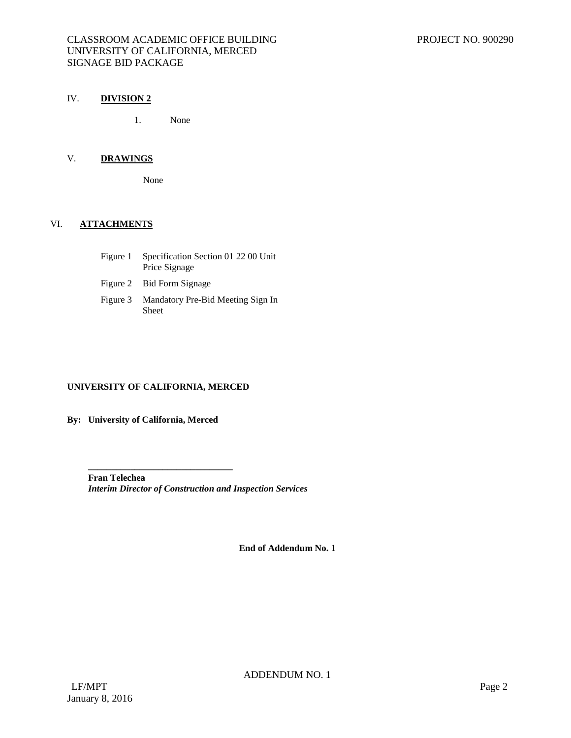## IV. DIVISION 2

1. None

## V. DRAWINGS

None

## VI. ATTACHMENTS

| | |
|---|---|
| Figure 1 | Specification Section 01 22 00 Unit Price Signage |
| Figure 2 | Bid Form Signage |
| Figure 3 | Mandatory Pre-Bid Meeting Sign In Sheet |

**UNIVERSITY OF CALIFORNIA, MERCED**

**By: University of California, Merced**

______________________________

**Fran Telechea**
***Interim Director of Construction and Inspection Services***

**End of Addendum No. 1**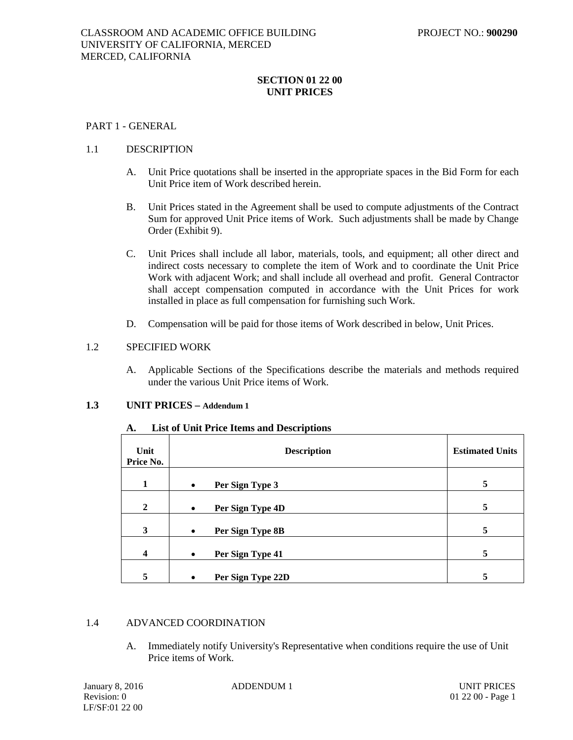# SECTION 01 22 00
# UNIT PRICES

## PART 1 - GENERAL

### 1.1 DESCRIPTION

A. Unit Price quotations shall be inserted in the appropriate spaces in the Bid Form for each Unit Price item of Work described herein.

B. Unit Prices stated in the Agreement shall be used to compute adjustments of the Contract Sum for approved Unit Price items of Work. Such adjustments shall be made by Change Order (Exhibit 9).

C. Unit Prices shall include all labor, materials, tools, and equipment; all other direct and indirect costs necessary to complete the item of Work and to coordinate the Unit Price Work with adjacent Work; and shall include all overhead and profit. General Contractor shall accept compensation computed in accordance with the Unit Prices for work installed in place as full compensation for furnishing such Work.

D. Compensation will be paid for those items of Work described in below, Unit Prices.

### 1.2 SPECIFIED WORK

A. Applicable Sections of the Specifications describe the materials and methods required under the various Unit Price items of Work.

### **1.3 UNIT PRICES – Addendum 1**

**A. List of Unit Price Items and Descriptions**

| Unit Price No. | Description | Estimated Units |
|---|---|---|
| **1** | • **Per Sign Type 3** | **5** |
| **2** | • **Per Sign Type 4D** | **5** |
| **3** | • **Per Sign Type 8B** | **5** |
| **4** | • **Per Sign Type 41** | **5** |
| **5** | • **Per Sign Type 22D** | **5** |

### 1.4 ADVANCED COORDINATION

A. Immediately notify University's Representative when conditions require the use of Unit Price items of Work.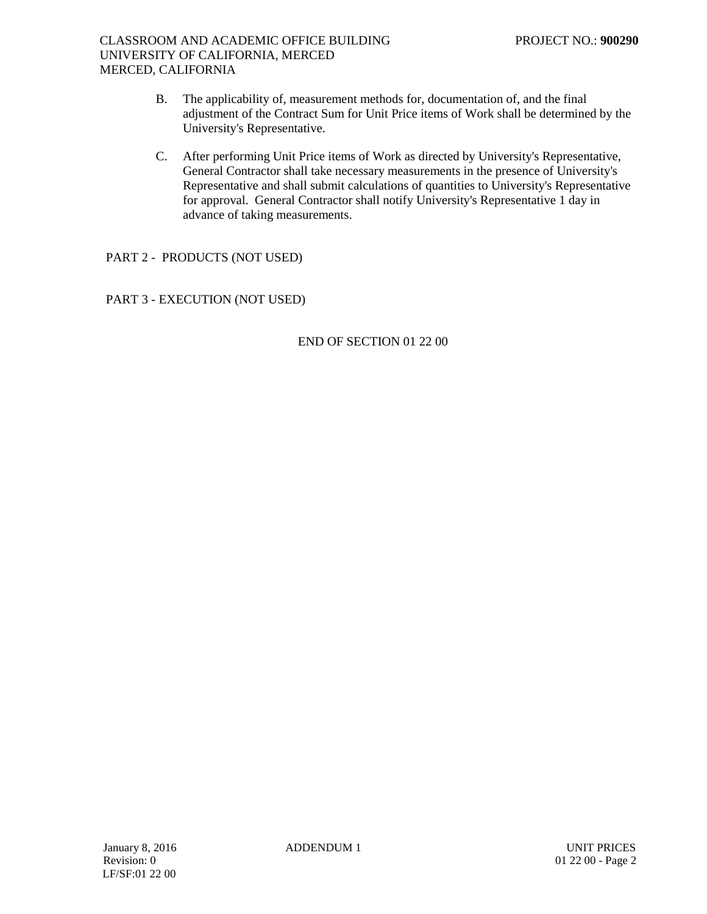B. The applicability of, measurement methods for, documentation of, and the final adjustment of the Contract Sum for Unit Price items of Work shall be determined by the University's Representative.

C. After performing Unit Price items of Work as directed by University's Representative, General Contractor shall take necessary measurements in the presence of University's Representative and shall submit calculations of quantities to University's Representative for approval. General Contractor shall notify University's Representative 1 day in advance of taking measurements.

PART 2 - PRODUCTS (NOT USED)

PART 3 - EXECUTION (NOT USED)

END OF SECTION 01 22 00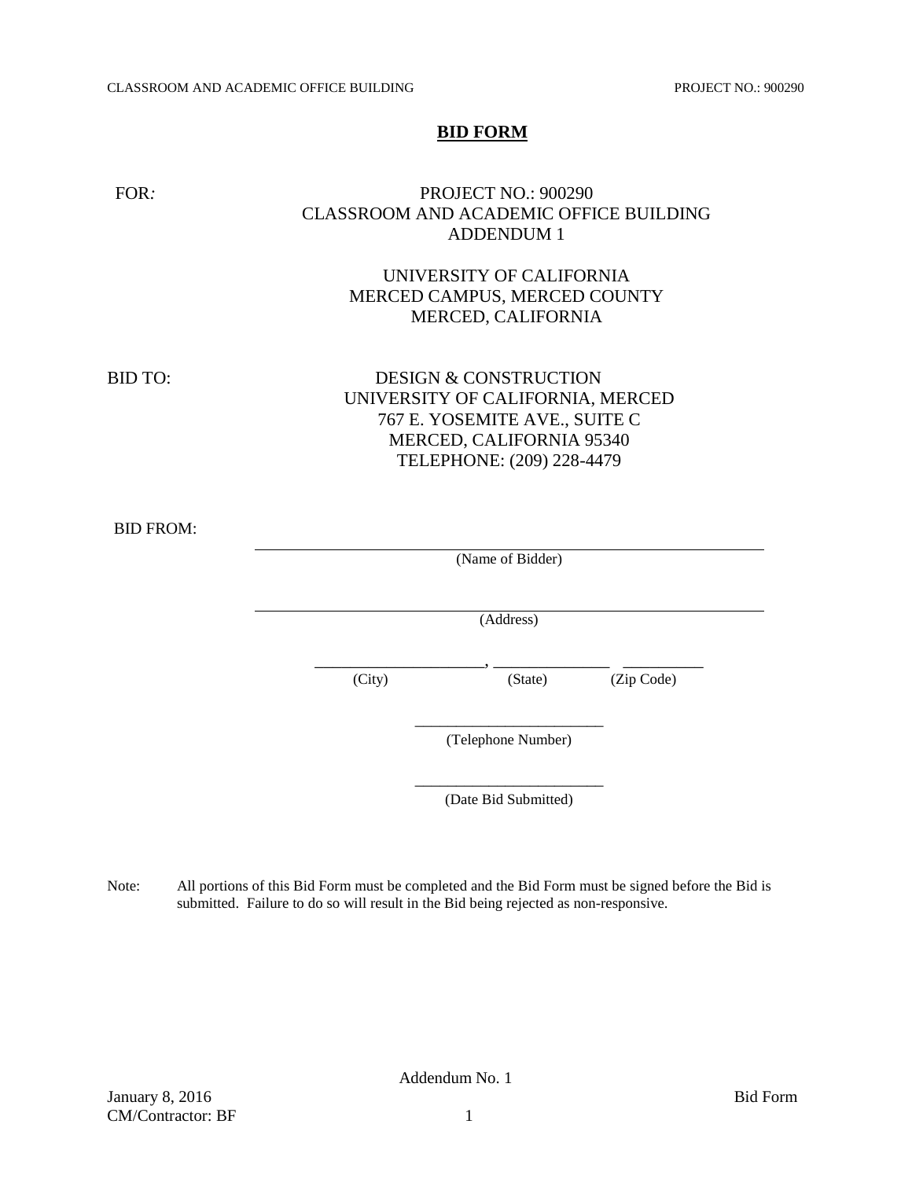# BID FORM

FOR:

PROJECT NO.: 900290
CLASSROOM AND ACADEMIC OFFICE BUILDING
ADDENDUM 1

UNIVERSITY OF CALIFORNIA
MERCED CAMPUS, MERCED COUNTY
MERCED, CALIFORNIA

BID TO:

DESIGN & CONSTRUCTION
UNIVERSITY OF CALIFORNIA, MERCED
767 E. YOSEMITE AVE., SUITE C
MERCED, CALIFORNIA 95340
TELEPHONE: (209) 228-4479

BID FROM:

______________________________________________
(Name of Bidder)

______________________________________________
(Address)

_____________________, ______________ __________
(City) (State) (Zip Code)

________________________
(Telephone Number)

________________________
(Date Bid Submitted)

Note: All portions of this Bid Form must be completed and the Bid Form must be signed before the Bid is submitted. Failure to do so will result in the Bid being rejected as non-responsive.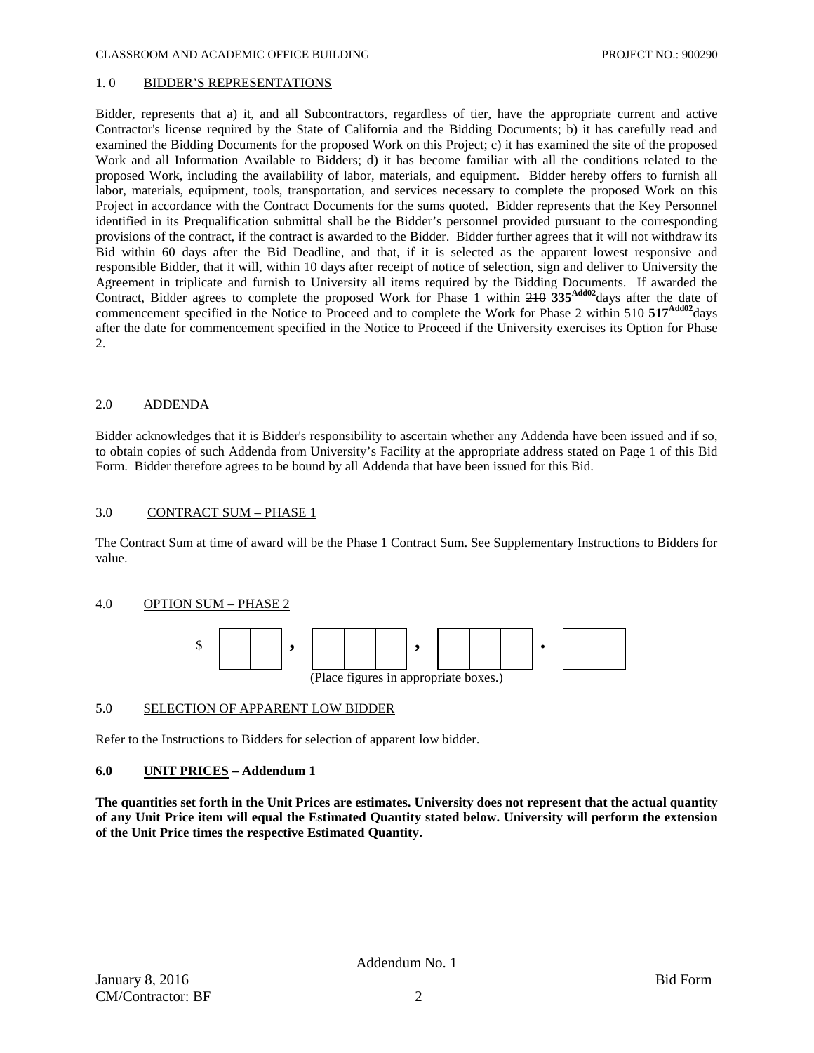## 1.0 BIDDER'S REPRESENTATIONS

Bidder, represents that a) it, and all Subcontractors, regardless of tier, have the appropriate current and active Contractor's license required by the State of California and the Bidding Documents; b) it has carefully read and examined the Bidding Documents for the proposed Work on this Project; c) it has examined the site of the proposed Work and all Information Available to Bidders; d) it has become familiar with all the conditions related to the proposed Work, including the availability of labor, materials, and equipment. Bidder hereby offers to furnish all labor, materials, equipment, tools, transportation, and services necessary to complete the proposed Work on this Project in accordance with the Contract Documents for the sums quoted. Bidder represents that the Key Personnel identified in its Prequalification submittal shall be the Bidder's personnel provided pursuant to the corresponding provisions of the contract, if the contract is awarded to the Bidder. Bidder further agrees that it will not withdraw its Bid within 60 days after the Bid Deadline, and that, if it is selected as the apparent lowest responsive and responsible Bidder, that it will, within 10 days after receipt of notice of selection, sign and deliver to University the Agreement in triplicate and furnish to University all items required by the Bidding Documents. If awarded the Contract, Bidder agrees to complete the proposed Work for Phase 1 within ~~210~~ **335**[Add02] days after the date of commencement specified in the Notice to Proceed and to complete the Work for Phase 2 within ~~510~~ **517**[Add02] days after the date for commencement specified in the Notice to Proceed if the University exercises its Option for Phase 2.

## 2.0 ADDENDA

Bidder acknowledges that it is Bidder's responsibility to ascertain whether any Addenda have been issued and if so, to obtain copies of such Addenda from University's Facility at the appropriate address stated on Page 1 of this Bid Form. Bidder therefore agrees to be bound by all Addenda that have been issued for this Bid.

## 3.0 CONTRACT SUM – PHASE 1

The Contract Sum at time of award will be the Phase 1 Contract Sum. See Supplementary Instructions to Bidders for value.

## 4.0 OPTION SUM – PHASE 2

$ [ | ] , [ | | ] , [ | | ] . [ | ]

(Place figures in appropriate boxes.)

## 5.0 SELECTION OF APPARENT LOW BIDDER

Refer to the Instructions to Bidders for selection of apparent low bidder.

## **6.0 UNIT PRICES – Addendum 1**

**The quantities set forth in the Unit Prices are estimates. University does not represent that the actual quantity of any Unit Price item will equal the Estimated Quantity stated below. University will perform the extension of the Unit Price times the respective Estimated Quantity.**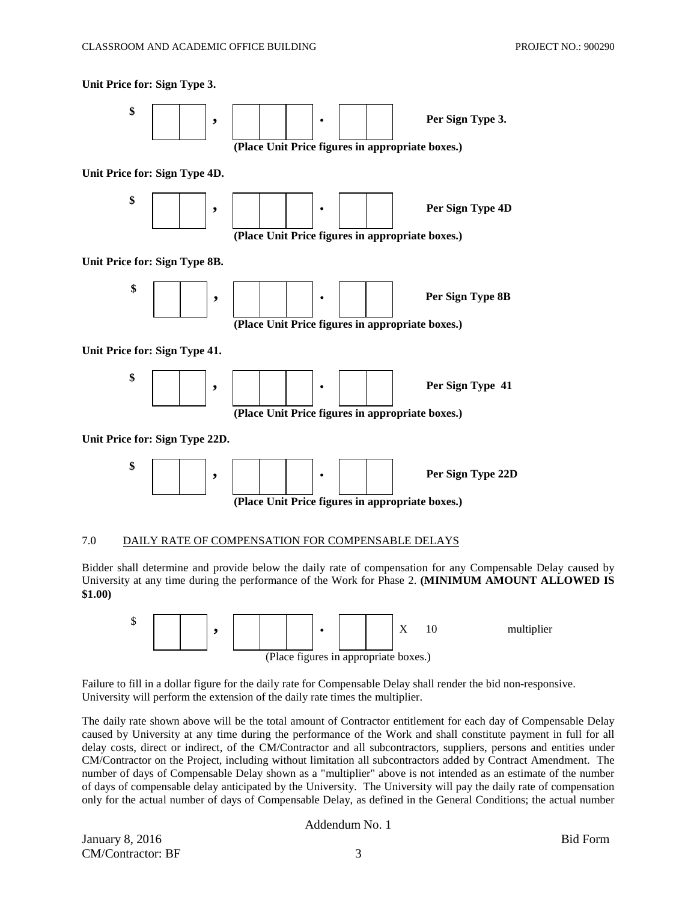**Unit Price for: Sign Type 3.**

$ [ ][ ] , [ ][ ][ ] . [ ][ ] **Per Sign Type 3.**

**(Place Unit Price figures in appropriate boxes.)**

**Unit Price for: Sign Type 4D.**

$ [ ][ ] , [ ][ ][ ] . [ ][ ] **Per Sign Type 4D**

**(Place Unit Price figures in appropriate boxes.)**

**Unit Price for: Sign Type 8B.**

$ [ ][ ] , [ ][ ][ ] . [ ][ ] **Per Sign Type 8B**

**(Place Unit Price figures in appropriate boxes.)**

**Unit Price for: Sign Type 41.**

$ [ ][ ] , [ ][ ][ ] . [ ][ ] **Per Sign Type 41**

**(Place Unit Price figures in appropriate boxes.)**

**Unit Price for: Sign Type 22D.**

$ [ ][ ] , [ ][ ][ ] . [ ][ ] **Per Sign Type 22D**

**(Place Unit Price figures in appropriate boxes.)**

## 7.0 DAILY RATE OF COMPENSATION FOR COMPENSABLE DELAYS

Bidder shall determine and provide below the daily rate of compensation for any Compensable Delay caused by University at any time during the performance of the Work for Phase 2. **(MINIMUM AMOUNT ALLOWED IS $1.00)**

$ [ ][ ] , [ ][ ][ ] . [ ][ ] X 10 multiplier

(Place figures in appropriate boxes.)

Failure to fill in a dollar figure for the daily rate for Compensable Delay shall render the bid non-responsive. University will perform the extension of the daily rate times the multiplier.

The daily rate shown above will be the total amount of Contractor entitlement for each day of Compensable Delay caused by University at any time during the performance of the Work and shall constitute payment in full for all delay costs, direct or indirect, of the CM/Contractor and all subcontractors, suppliers, persons and entities under CM/Contractor on the Project, including without limitation all subcontractors added by Contract Amendment. The number of days of Compensable Delay shown as a "multiplier" above is not intended as an estimate of the number of days of compensable delay anticipated by the University. The University will pay the daily rate of compensation only for the actual number of days of Compensable Delay, as defined in the General Conditions; the actual number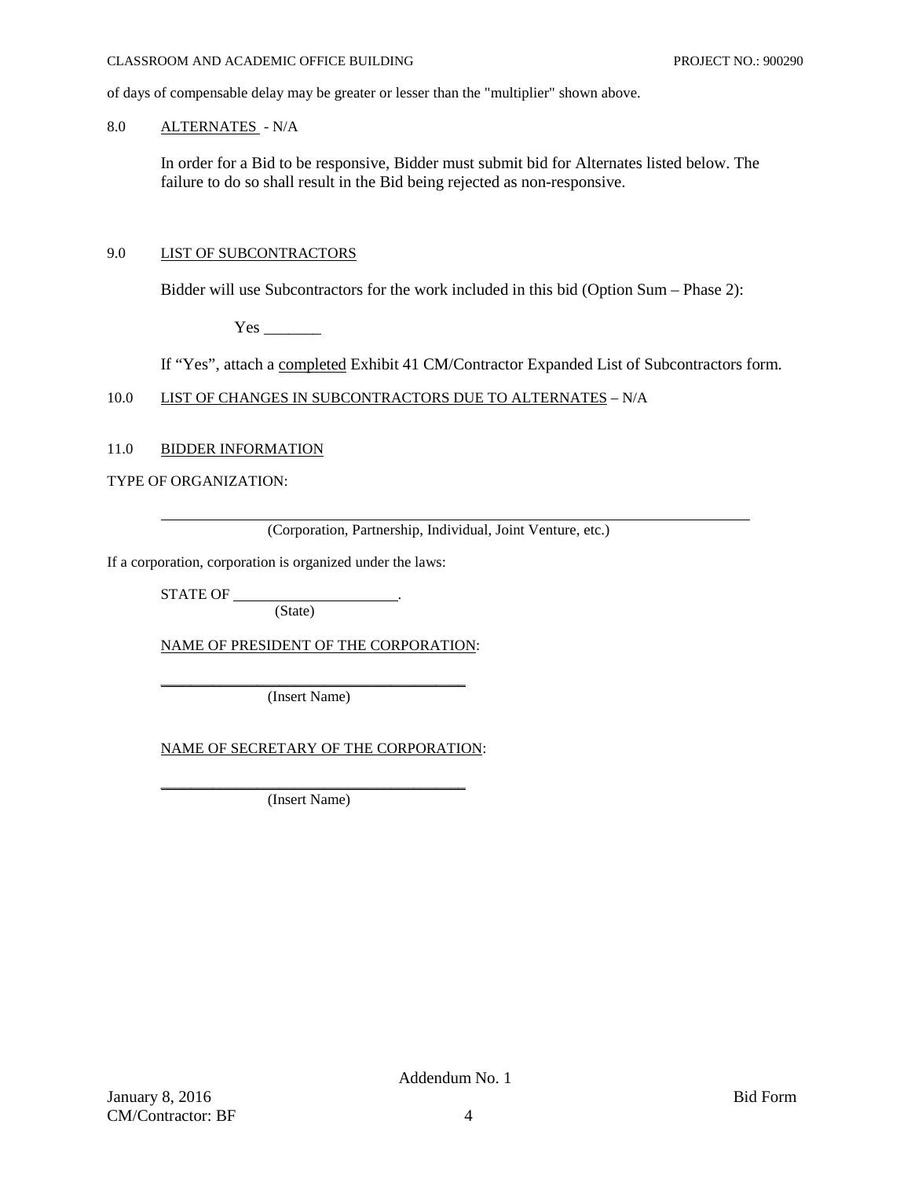of days of compensable delay may be greater or lesser than the "multiplier" shown above.

8.0 ALTERNATES - N/A

In order for a Bid to be responsive, Bidder must submit bid for Alternates listed below. The failure to do so shall result in the Bid being rejected as non-responsive.

9.0 LIST OF SUBCONTRACTORS

Bidder will use Subcontractors for the work included in this bid (Option Sum – Phase 2):

Yes _______

If "Yes", attach a completed Exhibit 41 CM/Contractor Expanded List of Subcontractors form.

10.0 LIST OF CHANGES IN SUBCONTRACTORS DUE TO ALTERNATES – N/A

11.0 BIDDER INFORMATION

TYPE OF ORGANIZATION:

_______________________________________________________________

(Corporation, Partnership, Individual, Joint Venture, etc.)

If a corporation, corporation is organized under the laws:

STATE OF ______________________.
(State)

NAME OF PRESIDENT OF THE CORPORATION:

_______________________________________
(Insert Name)

NAME OF SECRETARY OF THE CORPORATION:

_______________________________________
(Insert Name)

Addendum No. 1

January 8, 2016 Bid Form
CM/Contractor: BF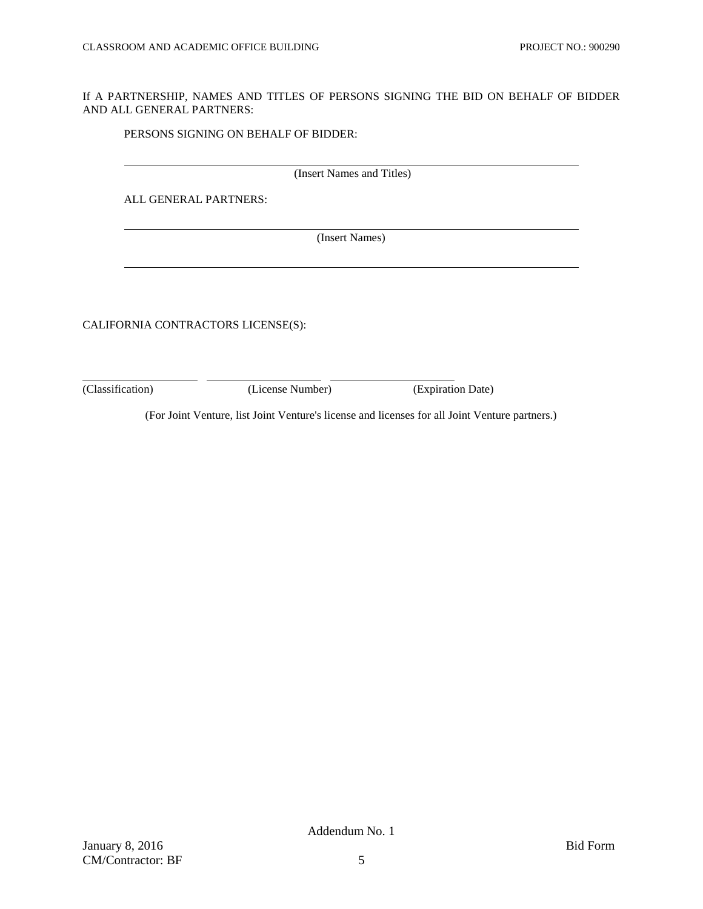If A PARTNERSHIP, NAMES AND TITLES OF PERSONS SIGNING THE BID ON BEHALF OF BIDDER AND ALL GENERAL PARTNERS:

PERSONS SIGNING ON BEHALF OF BIDDER:

\_\_\_\_\_\_\_\_\_\_\_\_\_\_\_\_\_\_\_\_\_\_\_\_\_\_\_\_\_\_\_\_\_\_\_\_\_\_\_\_\_\_\_\_\_\_\_\_\_\_\_\_\_\_\_\_\_\_

(Insert Names and Titles)

ALL GENERAL PARTNERS:

\_\_\_\_\_\_\_\_\_\_\_\_\_\_\_\_\_\_\_\_\_\_\_\_\_\_\_\_\_\_\_\_\_\_\_\_\_\_\_\_\_\_\_\_\_\_\_\_\_\_\_\_\_\_\_\_\_\_

(Insert Names)

\_\_\_\_\_\_\_\_\_\_\_\_\_\_\_\_\_\_\_\_\_\_\_\_\_\_\_\_\_\_\_\_\_\_\_\_\_\_\_\_\_\_\_\_\_\_\_\_\_\_\_\_\_\_\_\_\_\_

CALIFORNIA CONTRACTORS LICENSE(S):

\_\_\_\_\_\_\_\_\_\_\_\_\_\_\_\_\_ \_\_\_\_\_\_\_\_\_\_\_\_\_\_\_\_\_ \_\_\_\_\_\_\_\_\_\_\_\_\_\_\_\_\_

(Classification) (License Number) (Expiration Date)

(For Joint Venture, list Joint Venture's license and licenses for all Joint Venture partners.)

Addendum No. 1

January 8, 2016

CM/Contractor: BF

Bid Form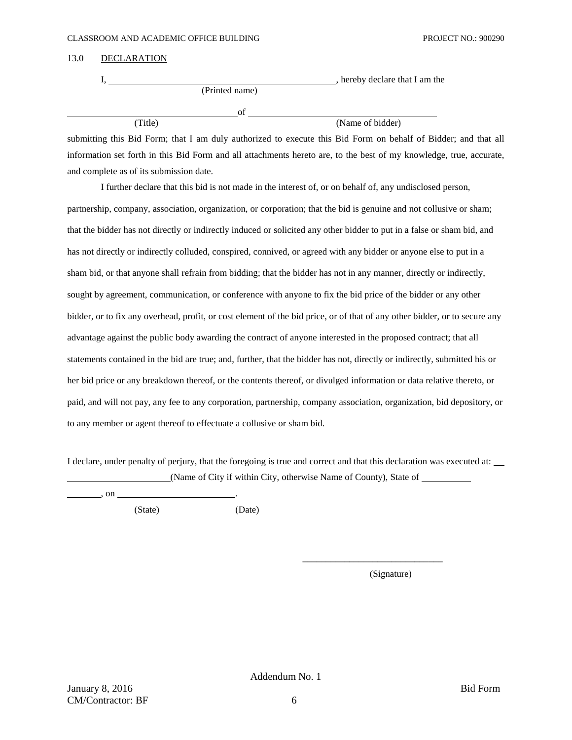13.0 DECLARATION

I, \_\_\_\_\_\_\_\_\_\_\_\_\_\_\_\_\_\_\_\_\_\_\_\_\_\_\_\_\_\_\_\_\_\_\_\_\_\_\_\_\_\_\_\_, hereby declare that I am the
(Printed name)

\_\_\_\_\_\_\_\_\_\_\_\_\_\_\_\_\_\_\_\_\_\_\_\_\_\_\_\_\_\_\_\_ of \_\_\_\_\_\_\_\_\_\_\_\_\_\_\_\_\_\_\_\_\_\_\_\_\_\_\_\_\_\_\_\_\_\_\_\_
(Title) (Name of bidder)

submitting this Bid Form; that I am duly authorized to execute this Bid Form on behalf of Bidder; and that all information set forth in this Bid Form and all attachments hereto are, to the best of my knowledge, true, accurate, and complete as of its submission date.

I further declare that this bid is not made in the interest of, or on behalf of, any undisclosed person, partnership, company, association, organization, or corporation; that the bid is genuine and not collusive or sham; that the bidder has not directly or indirectly induced or solicited any other bidder to put in a false or sham bid, and has not directly or indirectly colluded, conspired, connived, or agreed with any bidder or anyone else to put in a sham bid, or that anyone shall refrain from bidding; that the bidder has not in any manner, directly or indirectly, sought by agreement, communication, or conference with anyone to fix the bid price of the bidder or any other bidder, or to fix any overhead, profit, or cost element of the bid price, or of that of any other bidder, or to secure any advantage against the public body awarding the contract of anyone interested in the proposed contract; that all statements contained in the bid are true; and, further, that the bidder has not, directly or indirectly, submitted his or her bid price or any breakdown thereof, or the contents thereof, or divulged information or data relative thereto, or paid, and will not pay, any fee to any corporation, partnership, company association, organization, bid depository, or to any member or agent thereof to effectuate a collusive or sham bid.

I declare, under penalty of perjury, that the foregoing is true and correct and that this declaration was executed at: \_\_\_\_\_\_\_\_\_\_\_\_\_\_\_\_\_\_\_\_\_\_\_\_(Name of City if within City, otherwise Name of County), State of \_\_\_\_\_\_\_\_\_\_\_\_\_\_\_\_, on \_\_\_\_\_\_\_\_\_\_\_\_\_\_\_\_\_\_\_\_\_\_\_\_.
(State) (Date)

\_\_\_\_\_\_\_\_\_\_\_\_\_\_\_\_\_\_\_\_\_\_\_\_\_\_\_\_\_\_
(Signature)

Addendum No. 1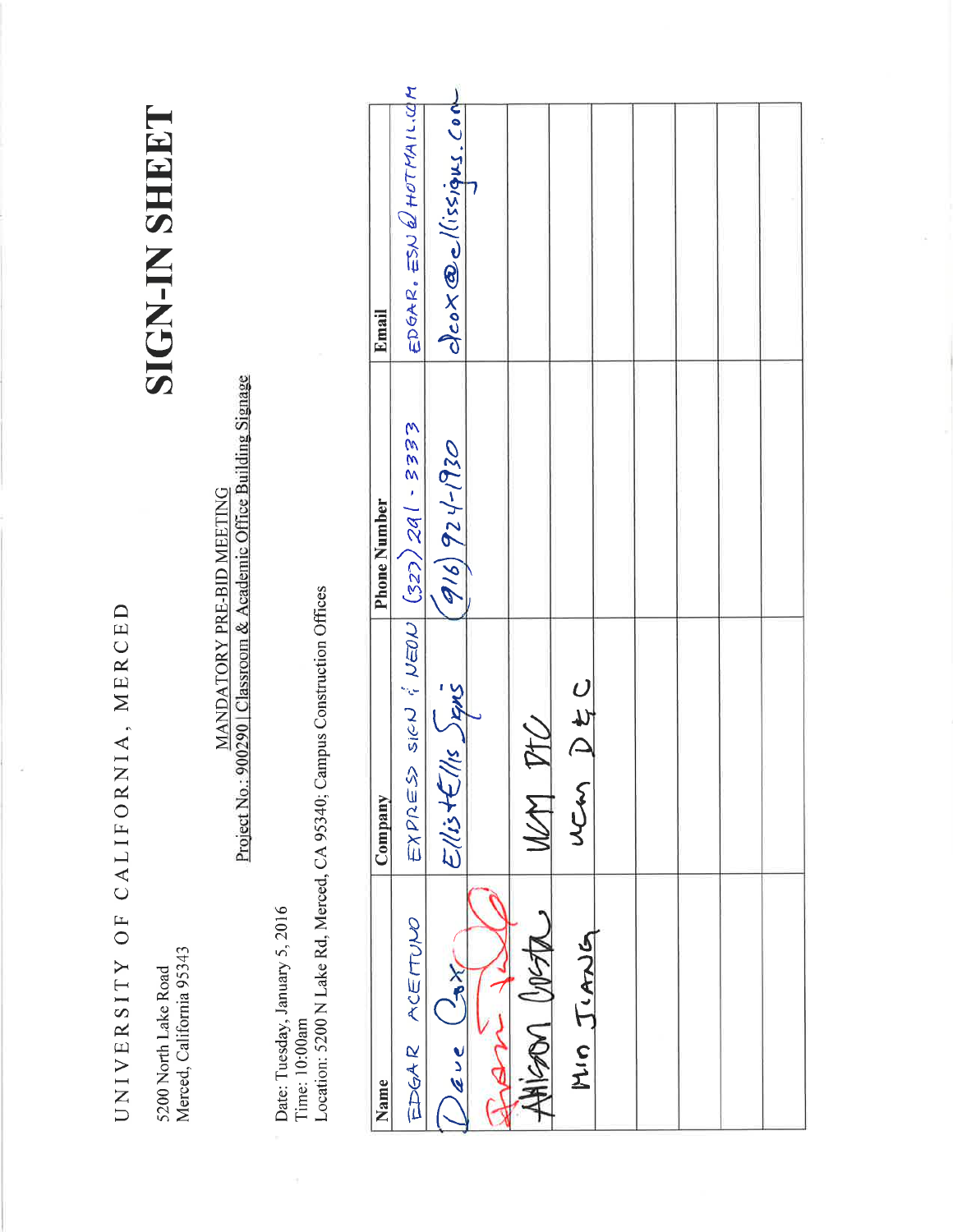# UNIVERSITY OF CALIFORNIA, MERCED

5200 North Lake Road
Merced, California 95343

## SIGN-IN SHEET

MANDATORY PRE-BID MEETING
Project No.: 900290 | Classroom & Academic Office Building Signage

Date: Tuesday, January 5, 2016
Time: 10:00am
Location: 5200 N Lake Rd, Merced, CA 95340; Campus Construction Offices

| Name | Company | Phone Number | Email |
|---|---|---|---|
| EDGAR ACEITUNO | EXPRESS SIGN & NEON | (327) 291 - 3333 | EDGAR.ESN@HOTMAIL.COM |
| Dave Cox | Ellis+Ellis Signs | (916) 924-1930 | dcox@ellissigns.com |
| Ryan ... | | | |
| Allison Costa | UCM DTC | | |
| Min Jiang | UCM D&C | | |
| | | | |
| | | | |
| | | | |
| | | | |
| | | | |